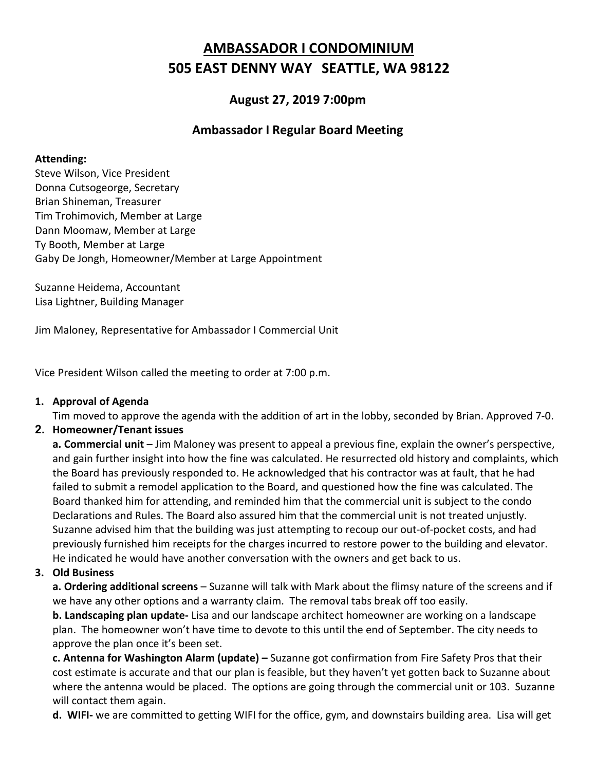# AMBASSADOR I CONDOMINIUM
# 505 EAST DENNY WAY SEATTLE, WA 98122

### August 27, 2019 7:00pm

### Ambassador I Regular Board Meeting

**Attending:**
Steve Wilson, Vice President
Donna Cutsogeorge, Secretary
Brian Shineman, Treasurer
Tim Trohimovich, Member at Large
Dann Moomaw, Member at Large
Ty Booth, Member at Large
Gaby De Jongh, Homeowner/Member at Large Appointment

Suzanne Heidema, Accountant
Lisa Lightner, Building Manager

Jim Maloney, Representative for Ambassador I Commercial Unit

Vice President Wilson called the meeting to order at 7:00 p.m.

1. **Approval of Agenda**
   Tim moved to approve the agenda with the addition of art in the lobby, seconded by Brian. Approved 7-0.
2. **Homeowner/Tenant issues**
   **a. Commercial unit** – Jim Maloney was present to appeal a previous fine, explain the owner's perspective, and gain further insight into how the fine was calculated. He resurrected old history and complaints, which the Board has previously responded to. He acknowledged that his contractor was at fault, that he had failed to submit a remodel application to the Board, and questioned how the fine was calculated. The Board thanked him for attending, and reminded him that the commercial unit is subject to the condo Declarations and Rules. The Board also assured him that the commercial unit is not treated unjustly. Suzanne advised him that the building was just attempting to recoup our out-of-pocket costs, and had previously furnished him receipts for the charges incurred to restore power to the building and elevator. He indicated he would have another conversation with the owners and get back to us.
3. **Old Business**
   **a. Ordering additional screens** – Suzanne will talk with Mark about the flimsy nature of the screens and if we have any other options and a warranty claim. The removal tabs break off too easily.
   **b. Landscaping plan update-** Lisa and our landscape architect homeowner are working on a landscape plan. The homeowner won't have time to devote to this until the end of September. The city needs to approve the plan once it's been set.
   **c. Antenna for Washington Alarm (update) –** Suzanne got confirmation from Fire Safety Pros that their cost estimate is accurate and that our plan is feasible, but they haven't yet gotten back to Suzanne about where the antenna would be placed. The options are going through the commercial unit or 103. Suzanne will contact them again.
   **d. WIFI-** we are committed to getting WIFI for the office, gym, and downstairs building area. Lisa will get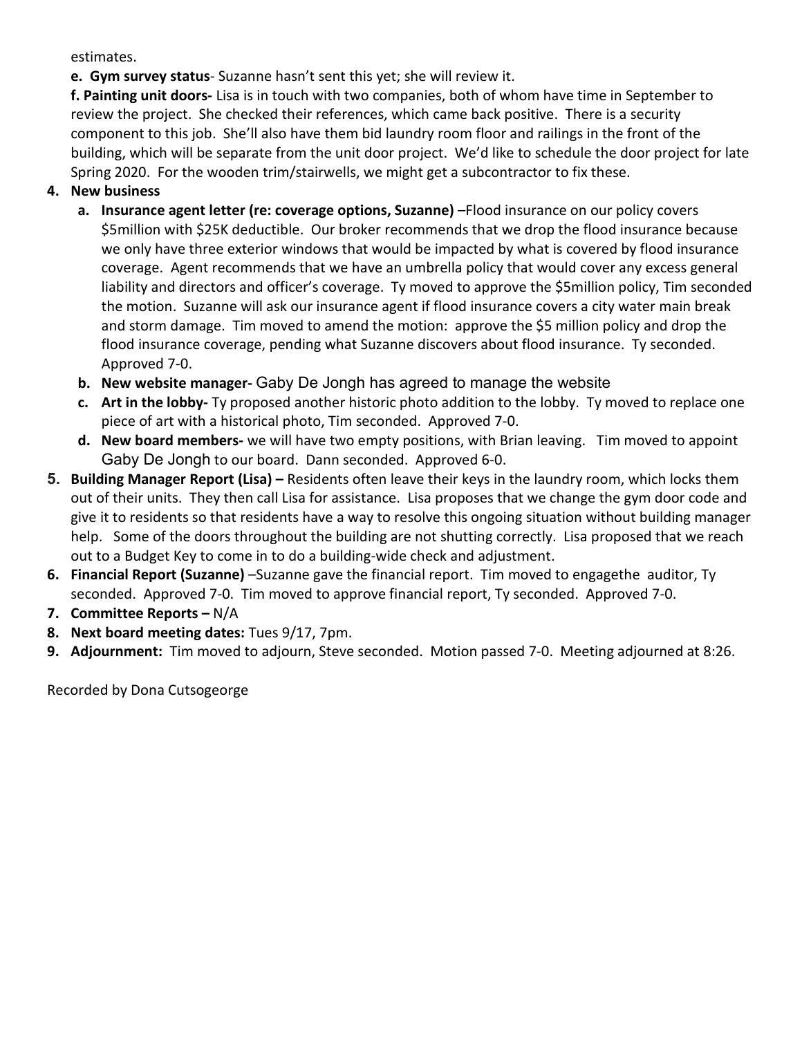estimates.

**e. Gym survey status**- Suzanne hasn't sent this yet; she will review it.

**f. Painting unit doors-** Lisa is in touch with two companies, both of whom have time in September to review the project. She checked their references, which came back positive. There is a security component to this job. She'll also have them bid laundry room floor and railings in the front of the building, which will be separate from the unit door project. We'd like to schedule the door project for late Spring 2020. For the wooden trim/stairwells, we might get a subcontractor to fix these.

4. **New business**
   a. **Insurance agent letter (re: coverage options, Suzanne)** –Flood insurance on our policy covers $5million with $25K deductible. Our broker recommends that we drop the flood insurance because we only have three exterior windows that would be impacted by what is covered by flood insurance coverage. Agent recommends that we have an umbrella policy that would cover any excess general liability and directors and officer's coverage. Ty moved to approve the $5million policy, Tim seconded the motion. Suzanne will ask our insurance agent if flood insurance covers a city water main break and storm damage. Tim moved to amend the motion: approve the $5 million policy and drop the flood insurance coverage, pending what Suzanne discovers about flood insurance. Ty seconded. Approved 7-0.
   b. **New website manager-** Gaby De Jongh has agreed to manage the website
   c. **Art in the lobby-** Ty proposed another historic photo addition to the lobby. Ty moved to replace one piece of art with a historical photo, Tim seconded. Approved 7-0.
   d. **New board members-** we will have two empty positions, with Brian leaving. Tim moved to appoint Gaby De Jongh to our board. Dann seconded. Approved 6-0.
5. **Building Manager Report (Lisa) –** Residents often leave their keys in the laundry room, which locks them out of their units. They then call Lisa for assistance. Lisa proposes that we change the gym door code and give it to residents so that residents have a way to resolve this ongoing situation without building manager help. Some of the doors throughout the building are not shutting correctly. Lisa proposed that we reach out to a Budget Key to come in to do a building-wide check and adjustment.
6. **Financial Report (Suzanne)** –Suzanne gave the financial report. Tim moved to engagethe auditor, Ty seconded. Approved 7-0. Tim moved to approve financial report, Ty seconded. Approved 7-0.
7. **Committee Reports –** N/A
8. **Next board meeting dates:** Tues 9/17, 7pm.
9. **Adjournment:** Tim moved to adjourn, Steve seconded. Motion passed 7-0. Meeting adjourned at 8:26.

Recorded by Dona Cutsogeorge